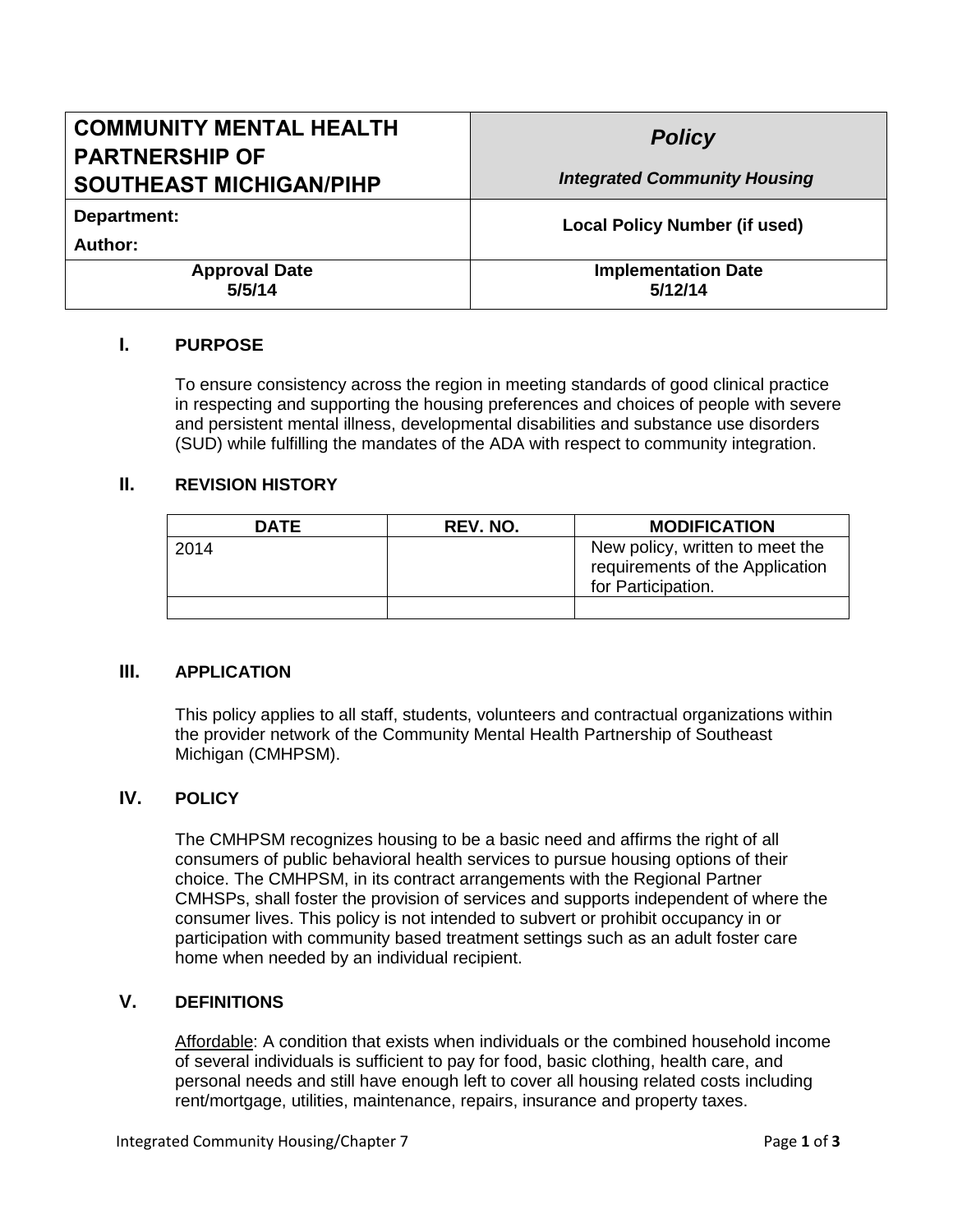| COMMUNITY MENTAL HEALTH PARTNERSHIP OF SOUTHEAST MICHIGAN/PIHP | ***Policy*** <br> ***Integrated Community Housing*** |
| --- | --- |
| **Department:** <br> **Author:** | **Local Policy Number (if used)** |
| **Approval Date** <br> **5/5/14** | **Implementation Date** <br> **5/12/14** |

## I. PURPOSE

To ensure consistency across the region in meeting standards of good clinical practice in respecting and supporting the housing preferences and choices of people with severe and persistent mental illness, developmental disabilities and substance use disorders (SUD) while fulfilling the mandates of the ADA with respect to community integration.

## II. REVISION HISTORY

| DATE | REV. NO. | MODIFICATION |
| --- | --- | --- |
| 2014 | | New policy, written to meet the requirements of the Application for Participation. |
| | | |

## III. APPLICATION

This policy applies to all staff, students, volunteers and contractual organizations within the provider network of the Community Mental Health Partnership of Southeast Michigan (CMHPSM).

## IV. POLICY

The CMHPSM recognizes housing to be a basic need and affirms the right of all consumers of public behavioral health services to pursue housing options of their choice. The CMHPSM, in its contract arrangements with the Regional Partner CMHSPs, shall foster the provision of services and supports independent of where the consumer lives. This policy is not intended to subvert or prohibit occupancy in or participation with community based treatment settings such as an adult foster care home when needed by an individual recipient.

## V. DEFINITIONS

<u>Affordable</u>: A condition that exists when individuals or the combined household income of several individuals is sufficient to pay for food, basic clothing, health care, and personal needs and still have enough left to cover all housing related costs including rent/mortgage, utilities, maintenance, repairs, insurance and property taxes.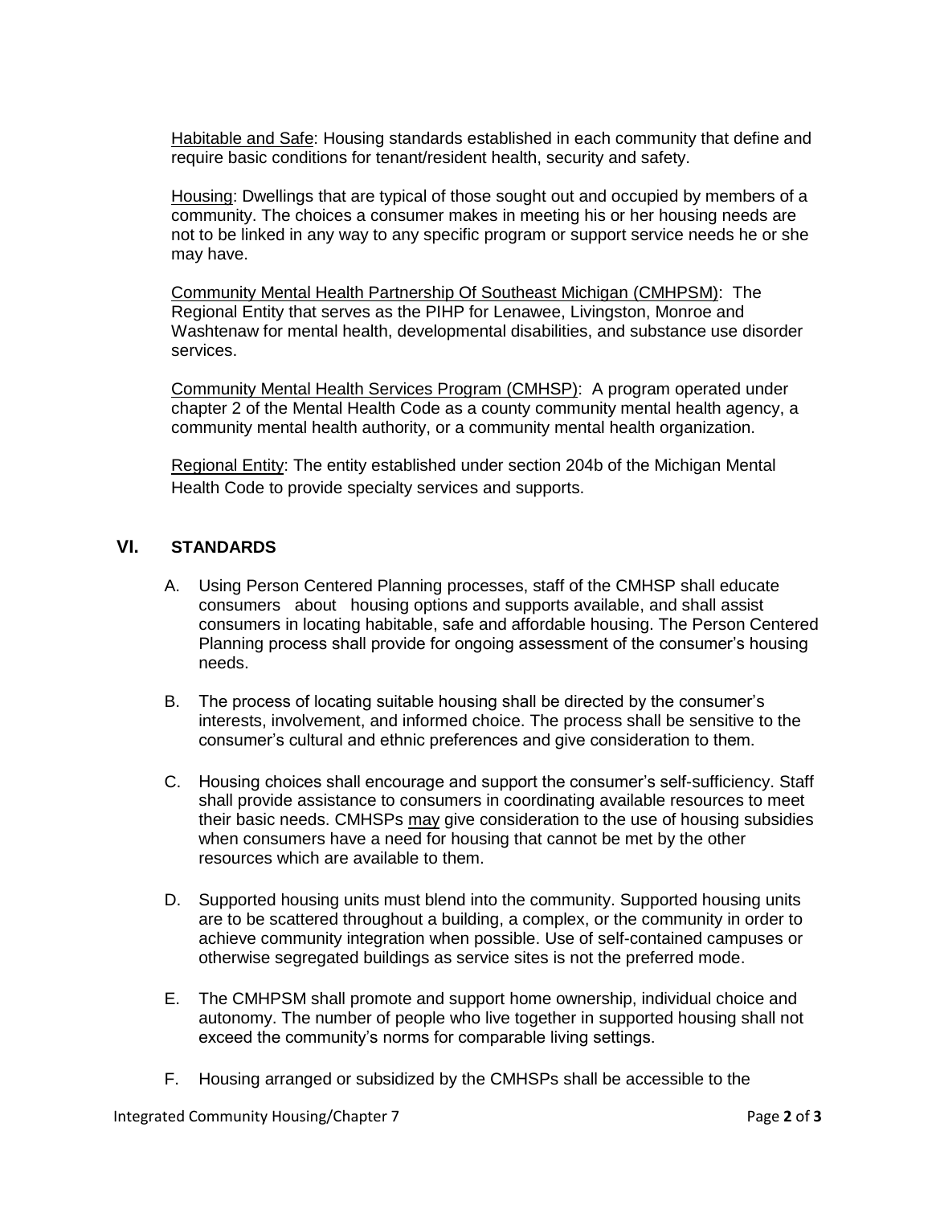<u>Habitable and Safe</u>: Housing standards established in each community that define and require basic conditions for tenant/resident health, security and safety.

<u>Housing</u>: Dwellings that are typical of those sought out and occupied by members of a community. The choices a consumer makes in meeting his or her housing needs are not to be linked in any way to any specific program or support service needs he or she may have.

<u>Community Mental Health Partnership Of Southeast Michigan (CMHPSM)</u>: The Regional Entity that serves as the PIHP for Lenawee, Livingston, Monroe and Washtenaw for mental health, developmental disabilities, and substance use disorder services.

<u>Community Mental Health Services Program (CMHSP)</u>: A program operated under chapter 2 of the Mental Health Code as a county community mental health agency, a community mental health authority, or a community mental health organization.

<u>Regional Entity</u>: The entity established under section 204b of the Michigan Mental Health Code to provide specialty services and supports.

## VI. STANDARDS

A. Using Person Centered Planning processes, staff of the CMHSP shall educate consumers about housing options and supports available, and shall assist consumers in locating habitable, safe and affordable housing. The Person Centered Planning process shall provide for ongoing assessment of the consumer's housing needs.

B. The process of locating suitable housing shall be directed by the consumer's interests, involvement, and informed choice. The process shall be sensitive to the consumer's cultural and ethnic preferences and give consideration to them.

C. Housing choices shall encourage and support the consumer's self-sufficiency. Staff shall provide assistance to consumers in coordinating available resources to meet their basic needs. CMHSPs <u>may</u> give consideration to the use of housing subsidies when consumers have a need for housing that cannot be met by the other resources which are available to them.

D. Supported housing units must blend into the community. Supported housing units are to be scattered throughout a building, a complex, or the community in order to achieve community integration when possible. Use of self-contained campuses or otherwise segregated buildings as service sites is not the preferred mode.

E. The CMHPSM shall promote and support home ownership, individual choice and autonomy. The number of people who live together in supported housing shall not exceed the community's norms for comparable living settings.

F. Housing arranged or subsidized by the CMHSPs shall be accessible to the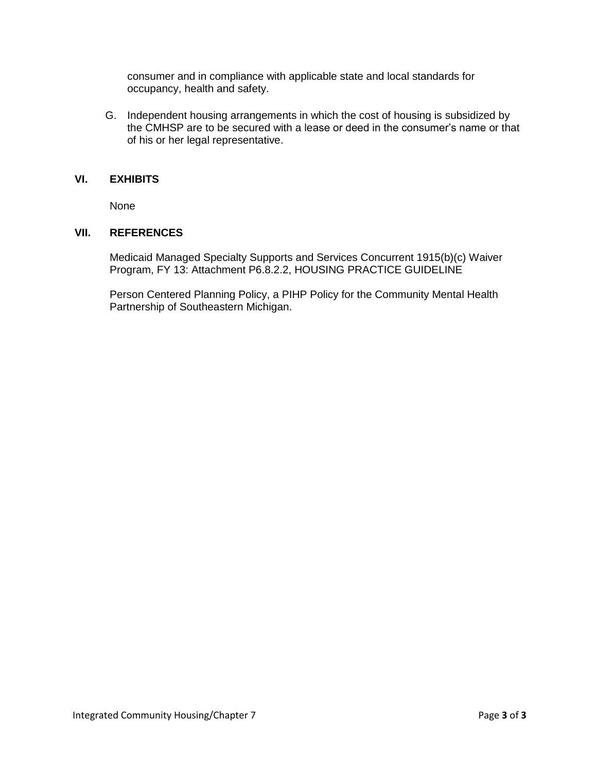consumer and in compliance with applicable state and local standards for occupancy, health and safety.

G. Independent housing arrangements in which the cost of housing is subsidized by the CMHSP are to be secured with a lease or deed in the consumer's name or that of his or her legal representative.

## VI. EXHIBITS

None

## VII. REFERENCES

Medicaid Managed Specialty Supports and Services Concurrent 1915(b)(c) Waiver Program, FY 13: Attachment P6.8.2.2, HOUSING PRACTICE GUIDELINE

Person Centered Planning Policy, a PIHP Policy for the Community Mental Health Partnership of Southeastern Michigan.